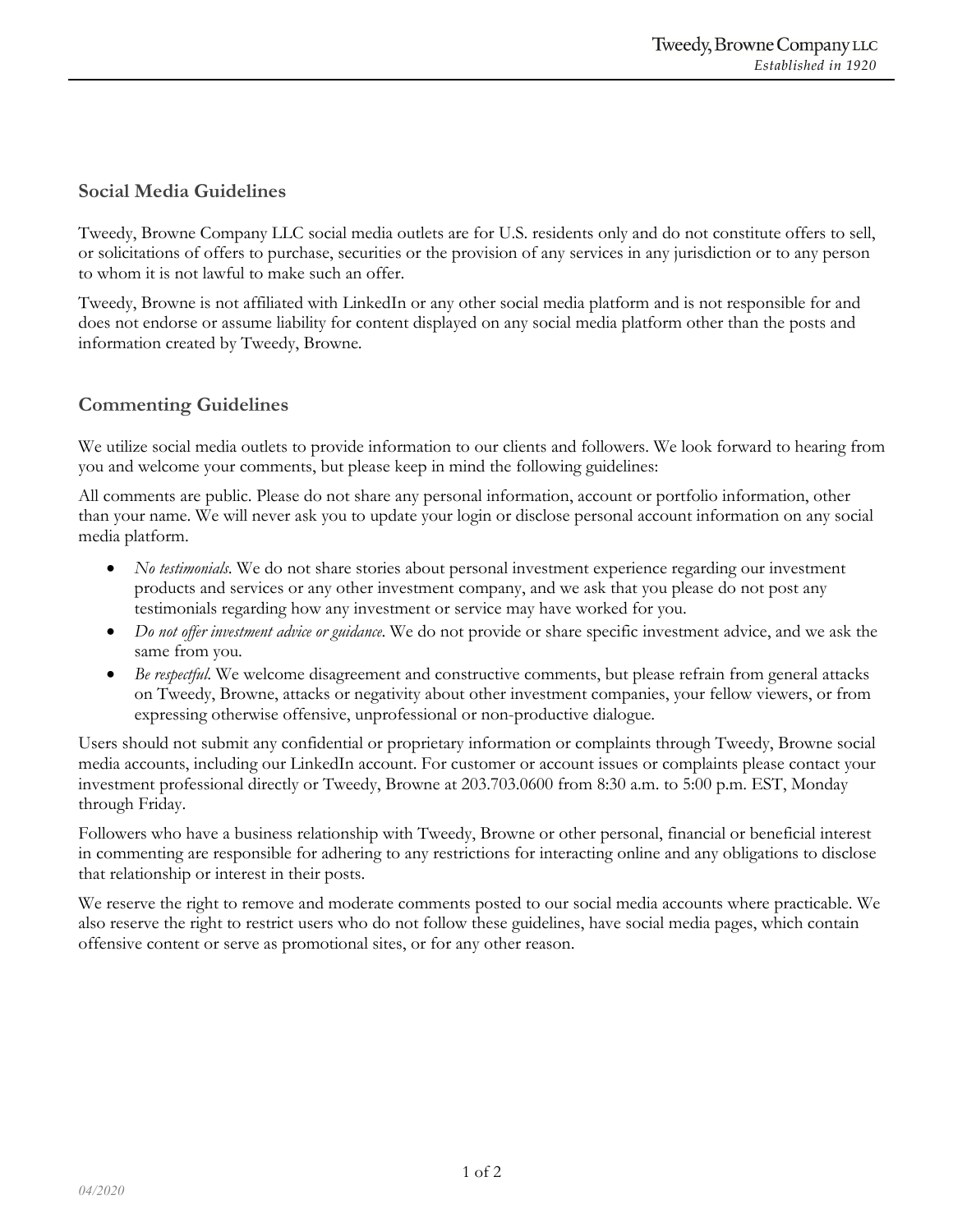## Social Media Guidelines

Tweedy, Browne Company LLC social media outlets are for U.S. residents only and do not constitute offers to sell, or solicitations of offers to purchase, securities or the provision of any services in any jurisdiction or to any person to whom it is not lawful to make such an offer.

Tweedy, Browne is not affiliated with LinkedIn or any other social media platform and is not responsible for and does not endorse or assume liability for content displayed on any social media platform other than the posts and information created by Tweedy, Browne.

## Commenting Guidelines

We utilize social media outlets to provide information to our clients and followers. We look forward to hearing from you and welcome your comments, but please keep in mind the following guidelines:

All comments are public. Please do not share any personal information, account or portfolio information, other than your name. We will never ask you to update your login or disclose personal account information on any social media platform.

- *No testimonials*. We do not share stories about personal investment experience regarding our investment products and services or any other investment company, and we ask that you please do not post any testimonials regarding how any investment or service may have worked for you.
- *Do not offer investment advice or guidance*. We do not provide or share specific investment advice, and we ask the same from you.
- *Be respectful*. We welcome disagreement and constructive comments, but please refrain from general attacks on Tweedy, Browne, attacks or negativity about other investment companies, your fellow viewers, or from expressing otherwise offensive, unprofessional or non-productive dialogue.

Users should not submit any confidential or proprietary information or complaints through Tweedy, Browne social media accounts, including our LinkedIn account. For customer or account issues or complaints please contact your investment professional directly or Tweedy, Browne at 203.703.0600 from 8:30 a.m. to 5:00 p.m. EST, Monday through Friday.

Followers who have a business relationship with Tweedy, Browne or other personal, financial or beneficial interest in commenting are responsible for adhering to any restrictions for interacting online and any obligations to disclose that relationship or interest in their posts.

We reserve the right to remove and moderate comments posted to our social media accounts where practicable. We also reserve the right to restrict users who do not follow these guidelines, have social media pages, which contain offensive content or serve as promotional sites, or for any other reason.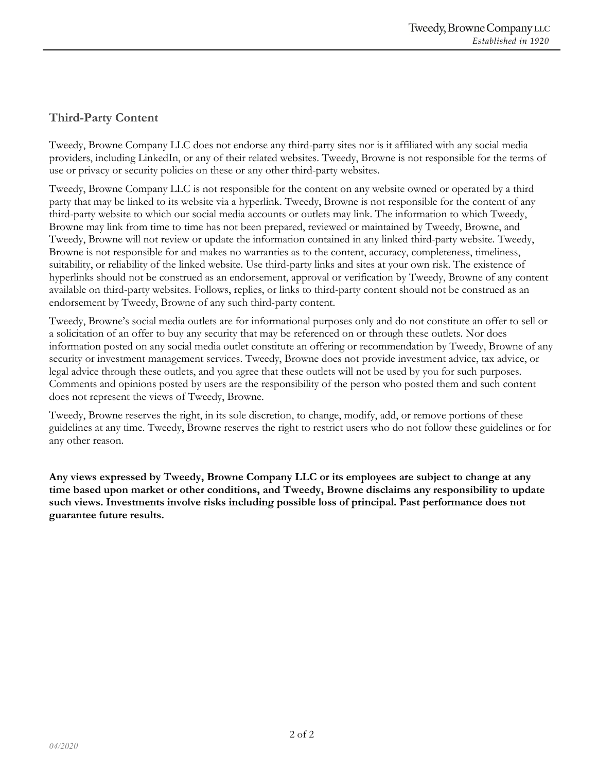## Third-Party Content

Tweedy, Browne Company LLC does not endorse any third-party sites nor is it affiliated with any social media providers, including LinkedIn, or any of their related websites. Tweedy, Browne is not responsible for the terms of use or privacy or security policies on these or any other third-party websites.

Tweedy, Browne Company LLC is not responsible for the content on any website owned or operated by a third party that may be linked to its website via a hyperlink. Tweedy, Browne is not responsible for the content of any third-party website to which our social media accounts or outlets may link. The information to which Tweedy, Browne may link from time to time has not been prepared, reviewed or maintained by Tweedy, Browne, and Tweedy, Browne will not review or update the information contained in any linked third-party website. Tweedy, Browne is not responsible for and makes no warranties as to the content, accuracy, completeness, timeliness, suitability, or reliability of the linked website. Use third-party links and sites at your own risk. The existence of hyperlinks should not be construed as an endorsement, approval or verification by Tweedy, Browne of any content available on third-party websites. Follows, replies, or links to third-party content should not be construed as an endorsement by Tweedy, Browne of any such third-party content.

Tweedy, Browne's social media outlets are for informational purposes only and do not constitute an offer to sell or a solicitation of an offer to buy any security that may be referenced on or through these outlets. Nor does information posted on any social media outlet constitute an offering or recommendation by Tweedy, Browne of any security or investment management services. Tweedy, Browne does not provide investment advice, tax advice, or legal advice through these outlets, and you agree that these outlets will not be used by you for such purposes. Comments and opinions posted by users are the responsibility of the person who posted them and such content does not represent the views of Tweedy, Browne.

Tweedy, Browne reserves the right, in its sole discretion, to change, modify, add, or remove portions of these guidelines at any time. Tweedy, Browne reserves the right to restrict users who do not follow these guidelines or for any other reason.

**Any views expressed by Tweedy, Browne Company LLC or its employees are subject to change at any time based upon market or other conditions, and Tweedy, Browne disclaims any responsibility to update such views. Investments involve risks including possible loss of principal. Past performance does not guarantee future results.**